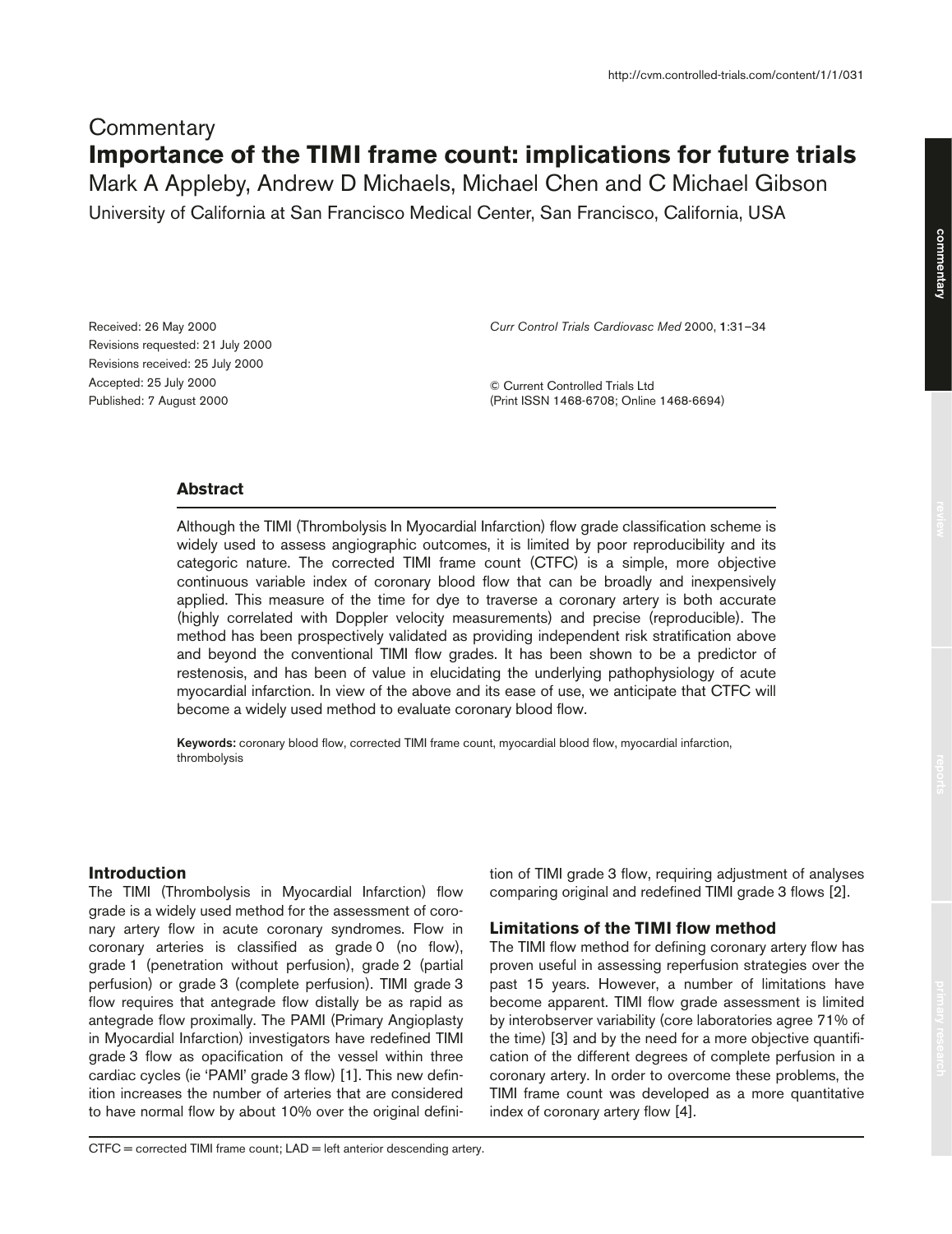Commentary

# Importance of the TIMI frame count: implications for future trials

Mark A Appleby, Andrew D Michaels, Michael Chen and C Michael Gibson

University of California at San Francisco Medical Center, San Francisco, California, USA

Received: 26 May 2000
Revisions requested: 21 July 2000
Revisions received: 25 July 2000
Accepted: 25 July 2000
Published: 7 August 2000

*Curr Control Trials Cardiovasc Med* 2000, **1**:31–34

© Current Controlled Trials Ltd
(Print ISSN 1468-6708; Online 1468-6694)

## Abstract

Although the TIMI (Thrombolysis In Myocardial Infarction) flow grade classification scheme is widely used to assess angiographic outcomes, it is limited by poor reproducibility and its categoric nature. The corrected TIMI frame count (CTFC) is a simple, more objective continuous variable index of coronary blood flow that can be broadly and inexpensively applied. This measure of the time for dye to traverse a coronary artery is both accurate (highly correlated with Doppler velocity measurements) and precise (reproducible). The method has been prospectively validated as providing independent risk stratification above and beyond the conventional TIMI flow grades. It has been shown to be a predictor of restenosis, and has been of value in elucidating the underlying pathophysiology of acute myocardial infarction. In view of the above and its ease of use, we anticipate that CTFC will become a widely used method to evaluate coronary blood flow.

**Keywords:** coronary blood flow, corrected TIMI frame count, myocardial blood flow, myocardial infarction, thrombolysis

## Introduction

The TIMI (Thrombolysis in Myocardial Infarction) flow grade is a widely used method for the assessment of coronary artery flow in acute coronary syndromes. Flow in coronary arteries is classified as grade 0 (no flow), grade 1 (penetration without perfusion), grade 2 (partial perfusion) or grade 3 (complete perfusion). TIMI grade 3 flow requires that antegrade flow distally be as rapid as antegrade flow proximally. The PAMI (Primary Angioplasty in Myocardial Infarction) investigators have redefined TIMI grade 3 flow as opacification of the vessel within three cardiac cycles (ie 'PAMI' grade 3 flow) [1]. This new definition increases the number of arteries that are considered to have normal flow by about 10% over the original definition of TIMI grade 3 flow, requiring adjustment of analyses comparing original and redefined TIMI grade 3 flows [2].

## Limitations of the TIMI flow method

The TIMI flow method for defining coronary artery flow has proven useful in assessing reperfusion strategies over the past 15 years. However, a number of limitations have become apparent. TIMI flow grade assessment is limited by interobserver variability (core laboratories agree 71% of the time) [3] and by the need for a more objective quantification of the different degrees of complete perfusion in a coronary artery. In order to overcome these problems, the TIMI frame count was developed as a more quantitative index of coronary artery flow [4].

CTFC = corrected TIMI frame count; LAD = left anterior descending artery.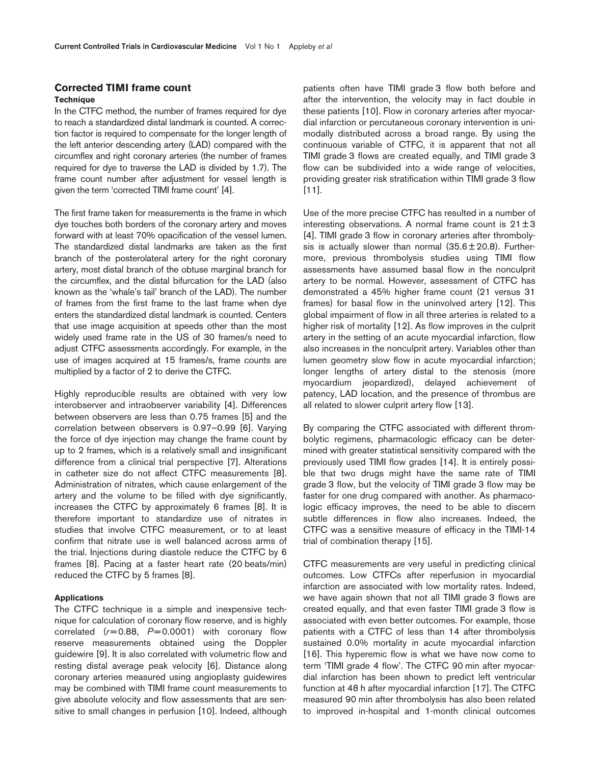## Corrected TIMI frame count

### Technique

In the CTFC method, the number of frames required for dye to reach a standardized distal landmark is counted. A correction factor is required to compensate for the longer length of the left anterior descending artery (LAD) compared with the circumflex and right coronary arteries (the number of frames required for dye to traverse the LAD is divided by 1.7). The frame count number after adjustment for vessel length is given the term 'corrected TIMI frame count' [4].

The first frame taken for measurements is the frame in which dye touches both borders of the coronary artery and moves forward with at least 70% opacification of the vessel lumen. The standardized distal landmarks are taken as the first branch of the posterolateral artery for the right coronary artery, most distal branch of the obtuse marginal branch for the circumflex, and the distal bifurcation for the LAD (also known as the 'whale's tail' branch of the LAD). The number of frames from the first frame to the last frame when dye enters the standardized distal landmark is counted. Centers that use image acquisition at speeds other than the most widely used frame rate in the US of 30 frames/s need to adjust CTFC assessments accordingly. For example, in the use of images acquired at 15 frames/s, frame counts are multiplied by a factor of 2 to derive the CTFC.

Highly reproducible results are obtained with very low interobserver and intraobserver variability [4]. Differences between observers are less than 0.75 frames [5] and the correlation between observers is 0.97–0.99 [6]. Varying the force of dye injection may change the frame count by up to 2 frames, which is a relatively small and insignificant difference from a clinical trial perspective [7]. Alterations in catheter size do not affect CTFC measurements [8]. Administration of nitrates, which cause enlargement of the artery and the volume to be filled with dye significantly, increases the CTFC by approximately 6 frames [8]. It is therefore important to standardize use of nitrates in studies that involve CTFC measurement, or to at least confirm that nitrate use is well balanced across arms of the trial. Injections during diastole reduce the CTFC by 6 frames [8]. Pacing at a faster heart rate (20 beats/min) reduced the CTFC by 5 frames [8].

### Applications

The CTFC technique is a simple and inexpensive technique for calculation of coronary flow reserve, and is highly correlated ($r = 0.88$, $P = 0.0001$) with coronary flow reserve measurements obtained using the Doppler guidewire [9]. It is also correlated with volumetric flow and resting distal average peak velocity [6]. Distance along coronary arteries measured using angioplasty guidewires may be combined with TIMI frame count measurements to give absolute velocity and flow assessments that are sensitive to small changes in perfusion [10]. Indeed, although patients often have TIMI grade 3 flow both before and after the intervention, the velocity may in fact double in these patients [10]. Flow in coronary arteries after myocardial infarction or percutaneous coronary intervention is unimodally distributed across a broad range. By using the continuous variable of CTFC, it is apparent that not all TIMI grade 3 flows are created equally, and TIMI grade 3 flow can be subdivided into a wide range of velocities, providing greater risk stratification within TIMI grade 3 flow [11].

Use of the more precise CTFC has resulted in a number of interesting observations. A normal frame count is $21 \pm 3$ [4]. TIMI grade 3 flow in coronary arteries after thrombolysis is actually slower than normal ($35.6 \pm 20.8$). Furthermore, previous thrombolysis studies using TIMI flow assessments have assumed basal flow in the nonculprit artery to be normal. However, assessment of CTFC has demonstrated a 45% higher frame count (21 versus 31 frames) for basal flow in the uninvolved artery [12]. This global impairment of flow in all three arteries is related to a higher risk of mortality [12]. As flow improves in the culprit artery in the setting of an acute myocardial infarction, flow also increases in the nonculprit artery. Variables other than lumen geometry slow flow in acute myocardial infarction; longer lengths of artery distal to the stenosis (more myocardium jeopardized), delayed achievement of patency, LAD location, and the presence of thrombus are all related to slower culprit artery flow [13].

By comparing the CTFC associated with different thrombolytic regimens, pharmacologic efficacy can be determined with greater statistical sensitivity compared with the previously used TIMI flow grades [14]. It is entirely possible that two drugs might have the same rate of TIMI grade 3 flow, but the velocity of TIMI grade 3 flow may be faster for one drug compared with another. As pharmacologic efficacy improves, the need to be able to discern subtle differences in flow also increases. Indeed, the CTFC was a sensitive measure of efficacy in the TIMI-14 trial of combination therapy [15].

CTFC measurements are very useful in predicting clinical outcomes. Low CTFCs after reperfusion in myocardial infarction are associated with low mortality rates. Indeed, we have again shown that not all TIMI grade 3 flows are created equally, and that even faster TIMI grade 3 flow is associated with even better outcomes. For example, those patients with a CTFC of less than 14 after thrombolysis sustained 0.0% mortality in acute myocardial infarction [16]. This hyperemic flow is what we have now come to term 'TIMI grade 4 flow'. The CTFC 90 min after myocardial infarction has been shown to predict left ventricular function at 48 h after myocardial infarction [17]. The CTFC measured 90 min after thrombolysis has also been related to improved in-hospital and 1-month clinical outcomes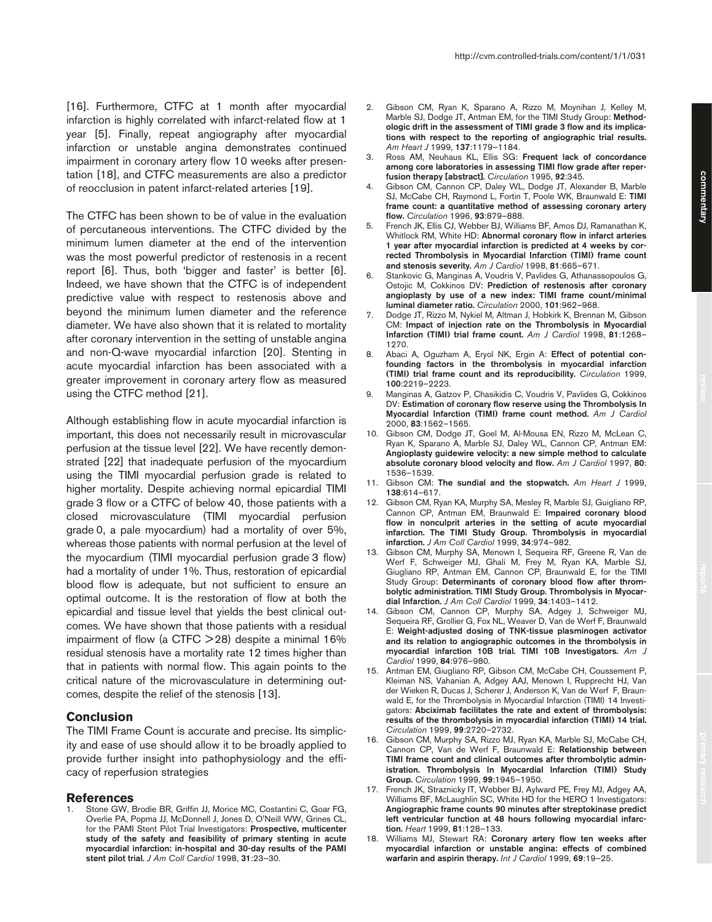[16]. Furthermore, CTFC at 1 month after myocardial infarction is highly correlated with infarct-related flow at 1 year [5]. Finally, repeat angiography after myocardial infarction or unstable angina demonstrates continued impairment in coronary artery flow 10 weeks after presentation [18], and CTFC measurements are also a predictor of reocclusion in patent infarct-related arteries [19].

The CTFC has been shown to be of value in the evaluation of percutaneous interventions. The CTFC divided by the minimum lumen diameter at the end of the intervention was the most powerful predictor of restenosis in a recent report [6]. Thus, both 'bigger and faster' is better [6]. Indeed, we have shown that the CTFC is of independent predictive value with respect to restenosis above and beyond the minimum lumen diameter and the reference diameter. We have also shown that it is related to mortality after coronary intervention in the setting of unstable angina and non-Q-wave myocardial infarction [20]. Stenting in acute myocardial infarction has been associated with a greater improvement in coronary artery flow as measured using the CTFC method [21].

Although establishing flow in acute myocardial infarction is important, this does not necessarily result in microvascular perfusion at the tissue level [22]. We have recently demonstrated [22] that inadequate perfusion of the myocardium using the TIMI myocardial perfusion grade is related to higher mortality. Despite achieving normal epicardial TIMI grade 3 flow or a CTFC of below 40, those patients with a closed microvasculature (TIMI myocardial perfusion grade 0, a pale myocardium) had a mortality of over 5%, whereas those patients with normal perfusion at the level of the myocardium (TIMI myocardial perfusion grade 3 flow) had a mortality of under 1%. Thus, restoration of epicardial blood flow is adequate, but not sufficient to ensure an optimal outcome. It is the restoration of flow at both the epicardial and tissue level that yields the best clinical outcomes. We have shown that those patients with a residual impairment of flow (a CTFC $>28$) despite a minimal 16% residual stenosis have a mortality rate 12 times higher than that in patients with normal flow. This again points to the critical nature of the microvasculature in determining outcomes, despite the relief of the stenosis [13].

## Conclusion

The TIMI Frame Count is accurate and precise. Its simplicity and ease of use should allow it to be broadly applied to provide further insight into pathophysiology and the efficacy of reperfusion strategies

## References

1. Stone GW, Brodie BR, Griffin JJ, Morice MC, Costantini C, Goar FG, Overlie PA, Popma JJ, McDonnell J, Jones D, O'Neill WW, Grines CL, for the PAMI Stent Pilot Trial Investigators: **Prospective, multicenter study of the safety and feasibility of primary stenting in acute myocardial infarction: in-hospital and 30-day results of the PAMI stent pilot trial.** *J Am Coll Cardiol* 1998, **31**:23–30.
2. Gibson CM, Ryan K, Sparano A, Rizzo M, Moynihan J, Kelley M, Marble SJ, Dodge JT, Antman EM, for the TIMI Study Group: **Methodologic drift in the assessment of TIMI grade 3 flow and its implications with respect to the reporting of angiographic trial results.** *Am Heart J* 1999, **137**:1179–1184.
3. Ross AM, Neuhaus KL, Ellis SG: **Frequent lack of concordance among core laboratories in assessing TIMI flow grade after reperfusion therapy [abstract].** *Circulation* 1995, **92**:345.
4. Gibson CM, Cannon CP, Daley WL, Dodge JT, Alexander B, Marble SJ, McCabe CH, Raymond L, Fortin T, Poole WK, Braunwald E: **TIMI frame count: a quantitative method of assessing coronary artery flow.** *Circulation* 1996, **93**:879–888.
5. French JK, Ellis CJ, Webber BJ, Williams BF, Amos DJ, Ramanathan K, Whitlock RM, White HD: **Abnormal coronary flow in infarct arteries 1 year after myocardial infarction is predicted at 4 weeks by corrected Thrombolysis in Myocardial Infarction (TIMI) frame count and stenosis severity.** *Am J Cardiol* 1998, **81**:665–671.
6. Stankovic G, Manginas A, Voudris V, Pavlides G, Athanassopoulos G, Ostojic M, Cokkinos DV: **Prediction of restenosis after coronary angioplasty by use of a new index: TIMI frame count/minimal luminal diameter ratio.** *Circulation* 2000, **101**:962–968.
7. Dodge JT, Rizzo M, Nykiel M, Altman J, Hobkirk K, Brennan M, Gibson CM: **Impact of injection rate on the Thrombolysis in Myocardial Infarction (TIMI) trial frame count.** *Am J Cardiol* 1998, **81**:1268–1270.
8. Abaci A, Oguzham A, Eryol NK, Ergin A: **Effect of potential confounding factors in the thrombolysis in myocardial infarction (TIMI) trial frame count and its reproducibility.** *Circulation* 1999, **100**:2219–2223.
9. Manginas A, Gatzov P, Chasikidis C, Voudris V, Pavlides G, Cokkinos DV: **Estimation of coronary flow reserve using the Thrombolysis In Myocardial Infarction (TIMI) frame count method.** *Am J Cardiol* 2000, **83**:1562–1565.
10. Gibson CM, Dodge JT, Goel M, Al-Mousa EN, Rizzo M, McLean C, Ryan K, Sparano A, Marble SJ, Daley WL, Cannon CP, Antman EM: **Angioplasty guidewire velocity: a new simple method to calculate absolute coronary blood velocity and flow.** *Am J Cardiol* 1997, **80**:1536–1539.
11. Gibson CM: **The sundial and the stopwatch.** *Am Heart J* 1999, **138**:614–617.
12. Gibson CM, Ryan KA, Murphy SA, Mesley R, Marble SJ, Guigliano RP, Cannon CP, Antman EM, Braunwald E: **Impaired coronary blood flow in nonculprit arteries in the setting of acute myocardial infarction. The TIMI Study Group. Thrombolysis in myocardial infarction.** *J Am Coll Cardiol* 1999, **34**:974–982.
13. Gibson CM, Murphy SA, Menown I, Sequeira RF, Greene R, Van de Werf F, Schweiger MJ, Ghali M, Frey M, Ryan KA, Marble SJ, Giugliano RP, Antman EM, Cannon CP, Braunwald E, for the TIMI Study Group: **Determinants of coronary blood flow after thrombolytic administration. TIMI Study Group. Thrombolysis in Myocardial Infarction.** *J Am Coll Cardiol* 1999, **34**:1403–1412.
14. Gibson CM, Cannon CP, Murphy SA, Adgey J, Schweiger MJ, Sequeira RF, Grollier G, Fox NL, Weaver D, Van de Werf F, Braunwald E: **Weight-adjusted dosing of TNK-tissue plasminogen activator and its relation to angiographic outcomes in the thrombolysis in myocardial infarction 10B trial. TIMI 10B Investigators.** *Am J Cardiol* 1999, **84**:976–980.
15. Antman EM, Giugliano RP, Gibson CM, McCabe CH, Coussement P, Kleiman NS, Vahanian A, Adgey AAJ, Menown I, Rupprecht HJ, Van der Wieken R, Ducas J, Scherer J, Anderson K, Van de Werf F, Braunwald E, for the Thrombolysis in Myocardial Infarction (TIMI) 14 Investigators: **Abciximab facilitates the rate and extent of thrombolysis: results of the thrombolysis in myocardial infarction (TIMI) 14 trial.** *Circulation* 1999, **99**:2720–2732.
16. Gibson CM, Murphy SA, Rizzo MJ, Ryan KA, Marble SJ, McCabe CH, Cannon CP, Van de Werf F, Braunwald E: **Relationship between TIMI frame count and clinical outcomes after thrombolytic administration. Thrombolysis In Myocardial Infarction (TIMI) Study Group.** *Circulation* 1999, **99**:1945–1950.
17. French JK, Straznicky IT, Webber BJ, Aylward PE, Frey MJ, Adgey AA, Williams BF, McLaughlin SC, White HD for the HERO 1 Investigators: **Angiographic frame counts 90 minutes after streptokinase predict left ventricular function at 48 hours following myocardial infarction.** *Heart* 1999, **81**:128–133.
18. Williams MJ, Stewart RA: **Coronary artery flow ten weeks after myocardial infarction or unstable angina: effects of combined warfarin and aspirin therapy.** *Int J Cardiol* 1999, **69**:19–25.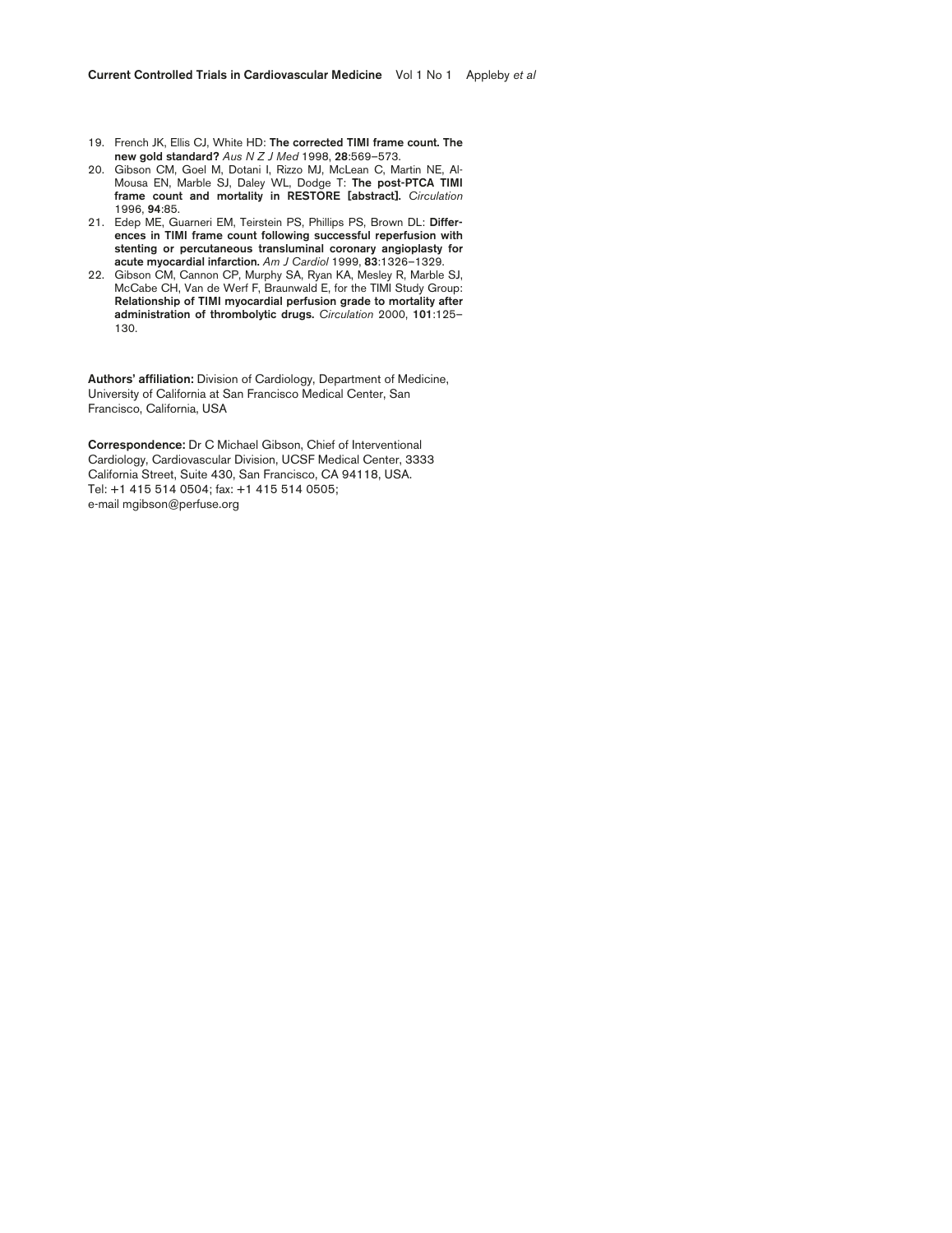19. French JK, Ellis CJ, White HD: **The corrected TIMI frame count. The new gold standard?** *Aus N Z J Med* 1998, **28**:569–573.
20. Gibson CM, Goel M, Dotani I, Rizzo MJ, McLean C, Martin NE, Al-Mousa EN, Marble SJ, Daley WL, Dodge T: **The post-PTCA TIMI frame count and mortality in RESTORE [abstract].** *Circulation* 1996, **94**:85.
21. Edep ME, Guarneri EM, Teirstein PS, Phillips PS, Brown DL: **Differences in TIMI frame count following successful reperfusion with stenting or percutaneous transluminal coronary angioplasty for acute myocardial infarction.** *Am J Cardiol* 1999, **83**:1326–1329.
22. Gibson CM, Cannon CP, Murphy SA, Ryan KA, Mesley R, Marble SJ, McCabe CH, Van de Werf F, Braunwald E, for the TIMI Study Group: **Relationship of TIMI myocardial perfusion grade to mortality after administration of thrombolytic drugs.** *Circulation* 2000, **101**:125–130.

**Authors' affiliation:** Division of Cardiology, Department of Medicine, University of California at San Francisco Medical Center, San Francisco, California, USA

**Correspondence:** Dr C Michael Gibson, Chief of Interventional Cardiology, Cardiovascular Division, UCSF Medical Center, 3333 California Street, Suite 430, San Francisco, CA 94118, USA. Tel: +1 415 514 0504; fax: +1 415 514 0505; e-mail mgibson@perfuse.org